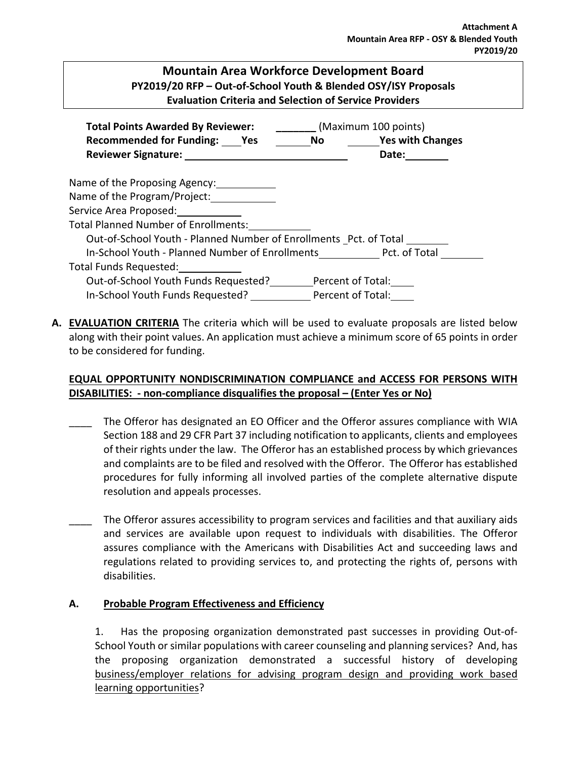**Attachment A**
**Mountain Area RFP - OSY & Blended Youth**
**PY2019/20**

## Mountain Area Workforce Development Board
### PY2019/20 RFP – Out-of-School Youth & Blended OSY/ISY Proposals
### Evaluation Criteria and Selection of Service Providers

**Total Points Awarded By Reviewer:** _______ (Maximum 100 points)
**Recommended for Funding:** ____**Yes** _______**No** ______**Yes with Changes**
**Reviewer Signature:** ______________________________ **Date:**________

Name of the Proposing Agency:___________
Name of the Program/Project:___________
Service Area Proposed:___________
Total Planned Number of Enrollments:___________
Out-of-School Youth - Planned Number of Enrollments _Pct. of Total ________
In-School Youth - Planned Number of Enrollments__________ Pct. of Total ________
Total Funds Requested:___________
Out-of-School Youth Funds Requested?________Percent of Total:____
In-School Youth Funds Requested? __________ Percent of Total:____

**A. <u>EVALUATION CRITERIA</u>** The criteria which will be used to evaluate proposals are listed below along with their point values. An application must achieve a minimum score of 65 points in order to be considered for funding.

**<u>EQUAL OPPORTUNITY NONDISCRIMINATION COMPLIANCE and ACCESS FOR PERSONS WITH DISABILITIES: - non-compliance disqualifies the proposal – (Enter Yes or No)</u>**

____ The Offeror has designated an EO Officer and the Offeror assures compliance with WIA Section 188 and 29 CFR Part 37 including notification to applicants, clients and employees of their rights under the law. The Offeror has an established process by which grievances and complaints are to be filed and resolved with the Offeror. The Offeror has established procedures for fully informing all involved parties of the complete alternative dispute resolution and appeals processes.

____ The Offeror assures accessibility to program services and facilities and that auxiliary aids and services are available upon request to individuals with disabilities. The Offeror assures compliance with the Americans with Disabilities Act and succeeding laws and regulations related to providing services to, and protecting the rights of, persons with disabilities.

**A. <u>Probable Program Effectiveness and Efficiency</u>**

1. Has the proposing organization demonstrated past successes in providing Out-of-School Youth or similar populations with career counseling and planning services? And, has the proposing organization demonstrated a successful history of developing <u>business/employer relations for advising program design and providing work based learning opportunities</u>?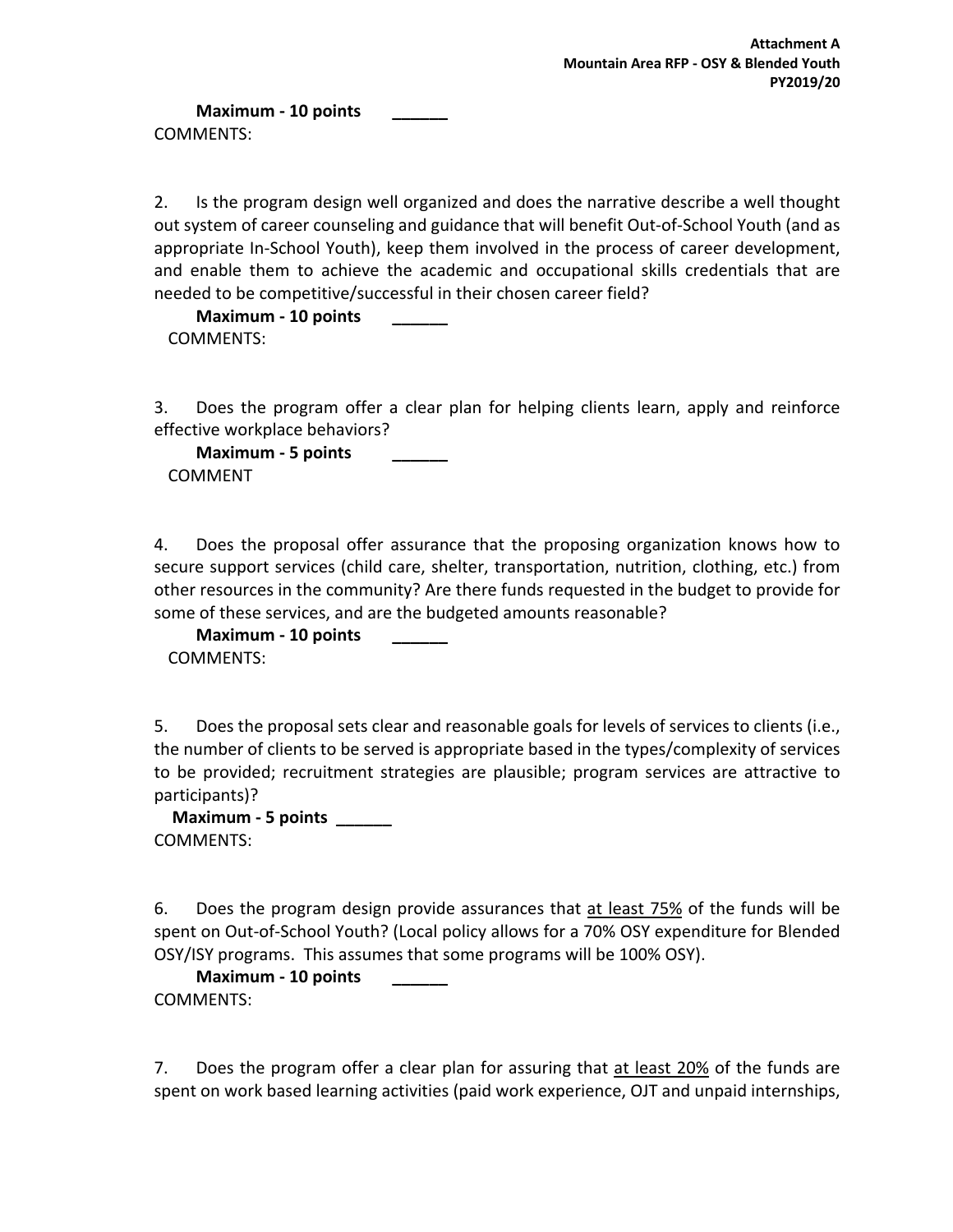**Maximum - 10 points** ______

COMMENTS:

2. Is the program design well organized and does the narrative describe a well thought out system of career counseling and guidance that will benefit Out-of-School Youth (and as appropriate In-School Youth), keep them involved in the process of career development, and enable them to achieve the academic and occupational skills credentials that are needed to be competitive/successful in their chosen career field?

**Maximum - 10 points** ______

COMMENTS:

3. Does the program offer a clear plan for helping clients learn, apply and reinforce effective workplace behaviors?

**Maximum - 5 points** ______

COMMENT

4. Does the proposal offer assurance that the proposing organization knows how to secure support services (child care, shelter, transportation, nutrition, clothing, etc.) from other resources in the community? Are there funds requested in the budget to provide for some of these services, and are the budgeted amounts reasonable?

**Maximum - 10 points** ______

COMMENTS:

5. Does the proposal sets clear and reasonable goals for levels of services to clients (i.e., the number of clients to be served is appropriate based in the types/complexity of services to be provided; recruitment strategies are plausible; program services are attractive to participants)?

**Maximum - 5 points** ______

COMMENTS:

6. Does the program design provide assurances that <u>at least 75%</u> of the funds will be spent on Out-of-School Youth? (Local policy allows for a 70% OSY expenditure for Blended OSY/ISY programs. This assumes that some programs will be 100% OSY).

**Maximum - 10 points** ______

COMMENTS:

7. Does the program offer a clear plan for assuring that <u>at least 20%</u> of the funds are spent on work based learning activities (paid work experience, OJT and unpaid internships,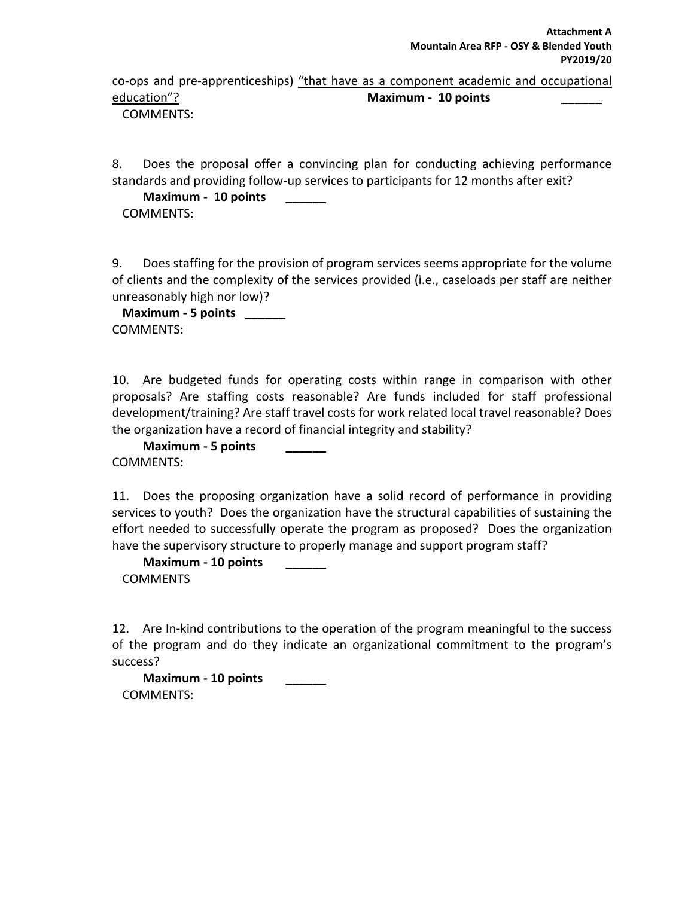co-ops and pre-apprenticeships) <u>"that have as a component academic and occupational education"?</u> **Maximum - 10 points** ______

COMMENTS:

8. Does the proposal offer a convincing plan for conducting achieving performance standards and providing follow-up services to participants for 12 months after exit?

**Maximum - 10 points** ______

COMMENTS:

9. Does staffing for the provision of program services seems appropriate for the volume of clients and the complexity of the services provided (i.e., caseloads per staff are neither unreasonably high nor low)?

**Maximum - 5 points** ______

COMMENTS:

10. Are budgeted funds for operating costs within range in comparison with other proposals? Are staffing costs reasonable? Are funds included for staff professional development/training? Are staff travel costs for work related local travel reasonable? Does the organization have a record of financial integrity and stability?

**Maximum - 5 points** ______

COMMENTS:

11. Does the proposing organization have a solid record of performance in providing services to youth? Does the organization have the structural capabilities of sustaining the effort needed to successfully operate the program as proposed? Does the organization have the supervisory structure to properly manage and support program staff?

**Maximum - 10 points** ______

COMMENTS

12. Are In-kind contributions to the operation of the program meaningful to the success of the program and do they indicate an organizational commitment to the program's success?

**Maximum - 10 points** ______

COMMENTS: